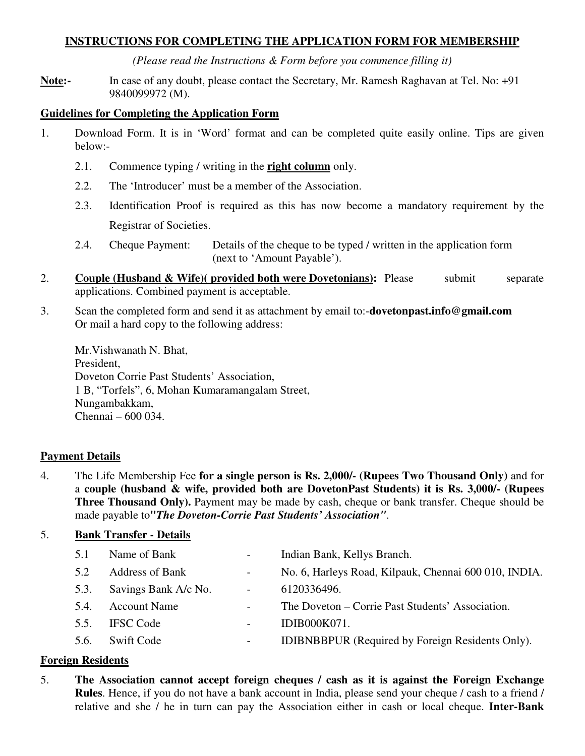## INSTRUCTIONS FOR COMPLETING THE APPLICATION FORM FOR MEMBERSHIP

*(Please read the Instructions & Form before you commence filling it)*

**Note:-** In case of any doubt, please contact the Secretary, Mr. Ramesh Raghavan at Tel. No: +91 9840099972 (M).

### Guidelines for Completing the Application Form

1. Download Form. It is in 'Word' format and can be completed quite easily online. Tips are given below:-

    2.1. Commence typing / writing in the **right column** only.

    2.2. The 'Introducer' must be a member of the Association.

    2.3. Identification Proof is required as this has now become a mandatory requirement by the Registrar of Societies.

    2.4. Cheque Payment: Details of the cheque to be typed / written in the application form (next to 'Amount Payable').

2. **Couple (Husband & Wife)( provided both were Dovetonians):** Please submit separate applications. Combined payment is acceptable.

3. Scan the completed form and send it as attachment by email to:-**dovetonpast.info@gmail.com** Or mail a hard copy to the following address:

    Mr.Vishwanath N. Bhat,
    President,
    Doveton Corrie Past Students' Association,
    1 B, "Torfels", 6, Mohan Kumaramangalam Street,
    Nungambakkam,
    Chennai – 600 034.

### Payment Details

4. The Life Membership Fee **for a single person is Rs. 2,000/- (Rupees Two Thousand Only)** and for a **couple (husband & wife, provided both are DovetonPast Students) it is Rs. 3,000/- (Rupees Three Thousand Only).** Payment may be made by cash, cheque or bank transfer. Cheque should be made payable to***"The Doveton-Corrie Past Students' Association"***.

5. **Bank Transfer - Details**

    | | | | |
    |---|---|---|---|
    | 5.1 | Name of Bank | - | Indian Bank, Kellys Branch. |
    | 5.2 | Address of Bank | - | No. 6, Harleys Road, Kilpauk, Chennai 600 010, INDIA. |
    | 5.3. | Savings Bank A/c No. | - | 6120336496. |
    | 5.4. | Account Name | - | The Doveton – Corrie Past Students' Association. |
    | 5.5. | IFSC Code | - | IDIB000K071. |
    | 5.6. | Swift Code | - | IDIBNBBPUR (Required by Foreign Residents Only). |

### Foreign Residents

5. **The Association cannot accept foreign cheques / cash as it is against the Foreign Exchange Rules**. Hence, if you do not have a bank account in India, please send your cheque / cash to a friend / relative and she / he in turn can pay the Association either in cash or local cheque. **Inter-Bank**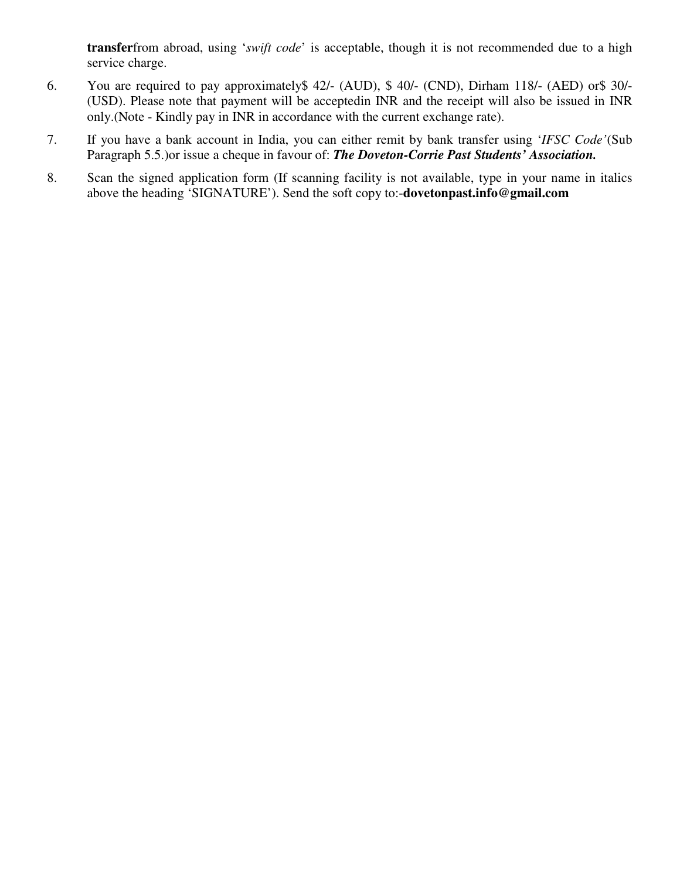**transfer**from abroad, using '*swift code*' is acceptable, though it is not recommended due to a high service charge.

6. You are required to pay approximately$ 42/- (AUD), $ 40/- (CND), Dirham 118/- (AED) or$ 30/- (USD). Please note that payment will be acceptedin INR and the receipt will also be issued in INR only.(Note - Kindly pay in INR in accordance with the current exchange rate).

7. If you have a bank account in India, you can either remit by bank transfer using '*IFSC Code'*(Sub Paragraph 5.5.)or issue a cheque in favour of: ***The Doveton-Corrie Past Students' Association.***

8. Scan the signed application form (If scanning facility is not available, type in your name in italics above the heading 'SIGNATURE'). Send the soft copy to:-**dovetonpast.info@gmail.com**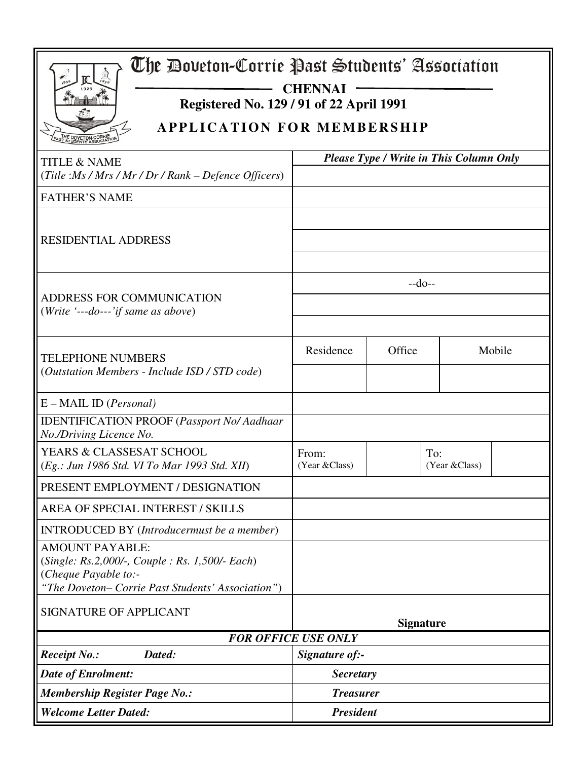# The Doveton-Corrie Past Students' Association

**CHENNAI**

**Registered No. 129 / 91 of 22 April 1991**

## APPLICATION FOR MEMBERSHIP

| | | | | | |
|---|---|---|---|---|---|
| TITLE & NAME (*Title :Ms / Mrs / Mr / Dr / Rank – Defence Officers*) | ***Please Type / Write in This Column Only*** | | | | |
| FATHER'S NAME | | | | | |
| RESIDENTIAL ADDRESS | | | | | |
| ADDRESS FOR COMMUNICATION (*Write '---do---'if same as above*) | --do-- | | | | |
| TELEPHONE NUMBERS (*Outstation Members - Include ISD / STD code*) | Residence | Office | | Mobile | |
| E – MAIL ID (*Personal)* | | | | | |
| IDENTIFICATION PROOF (*Passport No/ Aadhaar No./Driving Licence No.* | | | | | |
| YEARS & CLASSESAT SCHOOL (*Eg.: Jun 1986 Std. VI To Mar 1993 Std. XII*) | From: (Year &Class) | | To: (Year &Class) | | |
| PRESENT EMPLOYMENT / DESIGNATION | | | | | |
| AREA OF SPECIAL INTEREST / SKILLS | | | | | |
| INTRODUCED BY (*Introducermust be a member*) | | | | | |
| AMOUNT PAYABLE: (*Single: Rs.2,000/-, Couple : Rs. 1,500/- Each*) (*Cheque Payable to:- "The Doveton– Corrie Past Students' Association"*) | | | | | |
| SIGNATURE OF APPLICANT | **Signature** | | | | |

***FOR OFFICE USE ONLY***

| | |
|---|---|
| ***Receipt No.:*** ***Dated:*** | ***Signature of:-*** |
| ***Date of Enrolment:*** | ***Secretary*** |
| ***Membership Register Page No.:*** | ***Treasurer*** |
| ***Welcome Letter Dated:*** | ***President*** |